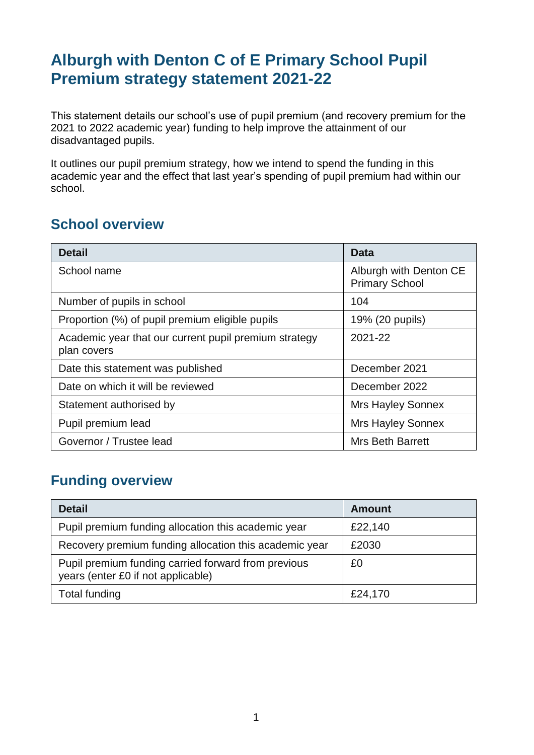# Alburgh with Denton C of E Primary School Pupil Premium strategy statement 2021-22

This statement details our school's use of pupil premium (and recovery premium for the 2021 to 2022 academic year) funding to help improve the attainment of our disadvantaged pupils.

It outlines our pupil premium strategy, how we intend to spend the funding in this academic year and the effect that last year's spending of pupil premium had within our school.

## School overview

| Detail | Data |
|---|---|
| School name | Alburgh with Denton CE Primary School |
| Number of pupils in school | 104 |
| Proportion (%) of pupil premium eligible pupils | 19% (20 pupils) |
| Academic year that our current pupil premium strategy plan covers | 2021-22 |
| Date this statement was published | December 2021 |
| Date on which it will be reviewed | December 2022 |
| Statement authorised by | Mrs Hayley Sonnex |
| Pupil premium lead | Mrs Hayley Sonnex |
| Governor / Trustee lead | Mrs Beth Barrett |

## Funding overview

| Detail | Amount |
|---|---|
| Pupil premium funding allocation this academic year | £22,140 |
| Recovery premium funding allocation this academic year | £2030 |
| Pupil premium funding carried forward from previous years (enter £0 if not applicable) | £0 |
| Total funding | £24,170 |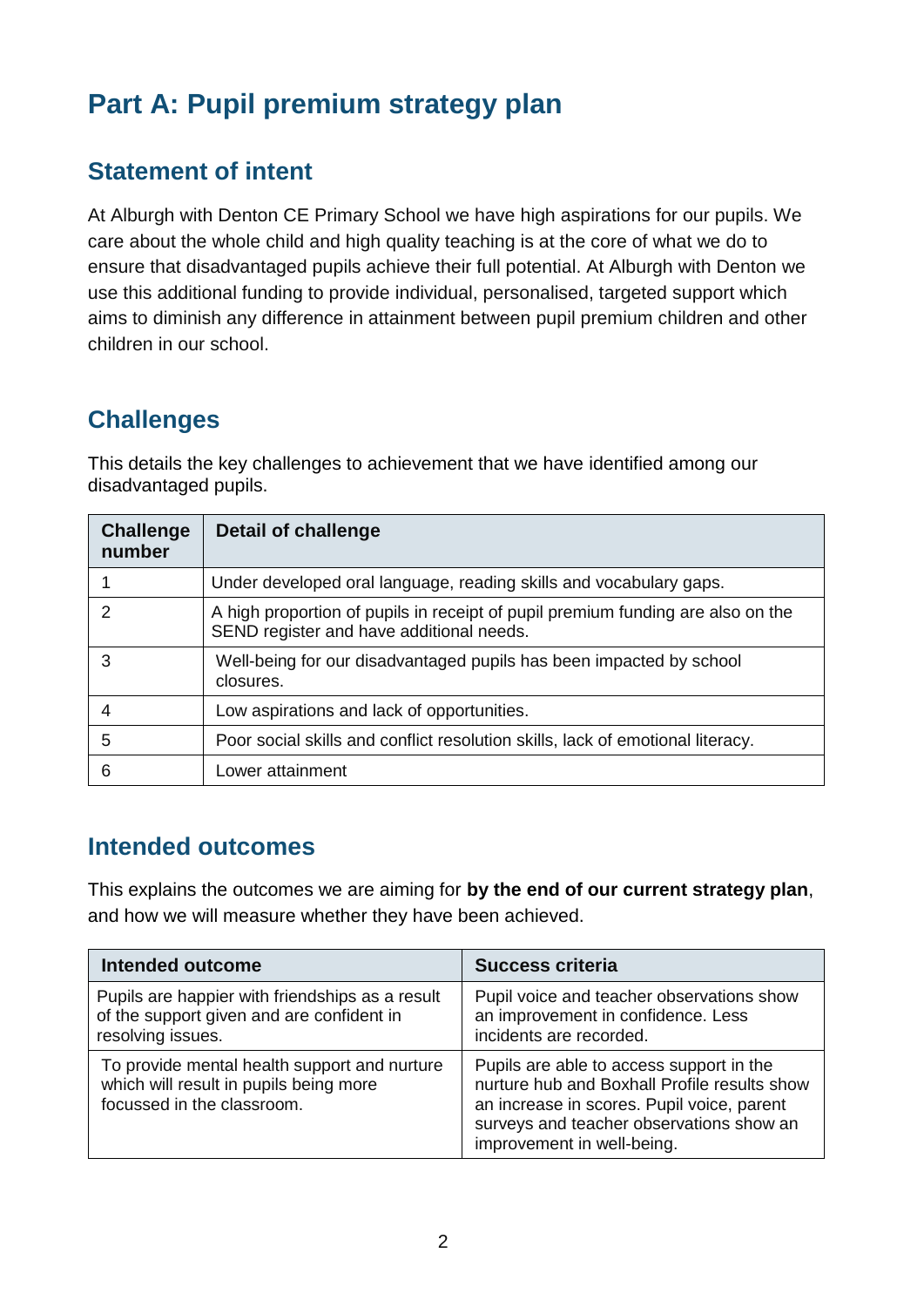# Part A: Pupil premium strategy plan

## Statement of intent

At Alburgh with Denton CE Primary School we have high aspirations for our pupils. We care about the whole child and high quality teaching is at the core of what we do to ensure that disadvantaged pupils achieve their full potential. At Alburgh with Denton we use this additional funding to provide individual, personalised, targeted support which aims to diminish any difference in attainment between pupil premium children and other children in our school.

## Challenges

This details the key challenges to achievement that we have identified among our disadvantaged pupils.

| Challenge number | Detail of challenge |
|---|---|
| 1 | Under developed oral language, reading skills and vocabulary gaps. |
| 2 | A high proportion of pupils in receipt of pupil premium funding are also on the SEND register and have additional needs. |
| 3 | Well-being for our disadvantaged pupils has been impacted by school closures. |
| 4 | Low aspirations and lack of opportunities. |
| 5 | Poor social skills and conflict resolution skills, lack of emotional literacy. |
| 6 | Lower attainment |

## Intended outcomes

This explains the outcomes we are aiming for **by the end of our current strategy plan**, and how we will measure whether they have been achieved.

| Intended outcome | Success criteria |
|---|---|
| Pupils are happier with friendships as a result of the support given and are confident in resolving issues. | Pupil voice and teacher observations show an improvement in confidence. Less incidents are recorded. |
| To provide mental health support and nurture which will result in pupils being more focussed in the classroom. | Pupils are able to access support in the nurture hub and Boxhall Profile results show an increase in scores. Pupil voice, parent surveys and teacher observations show an improvement in well-being. |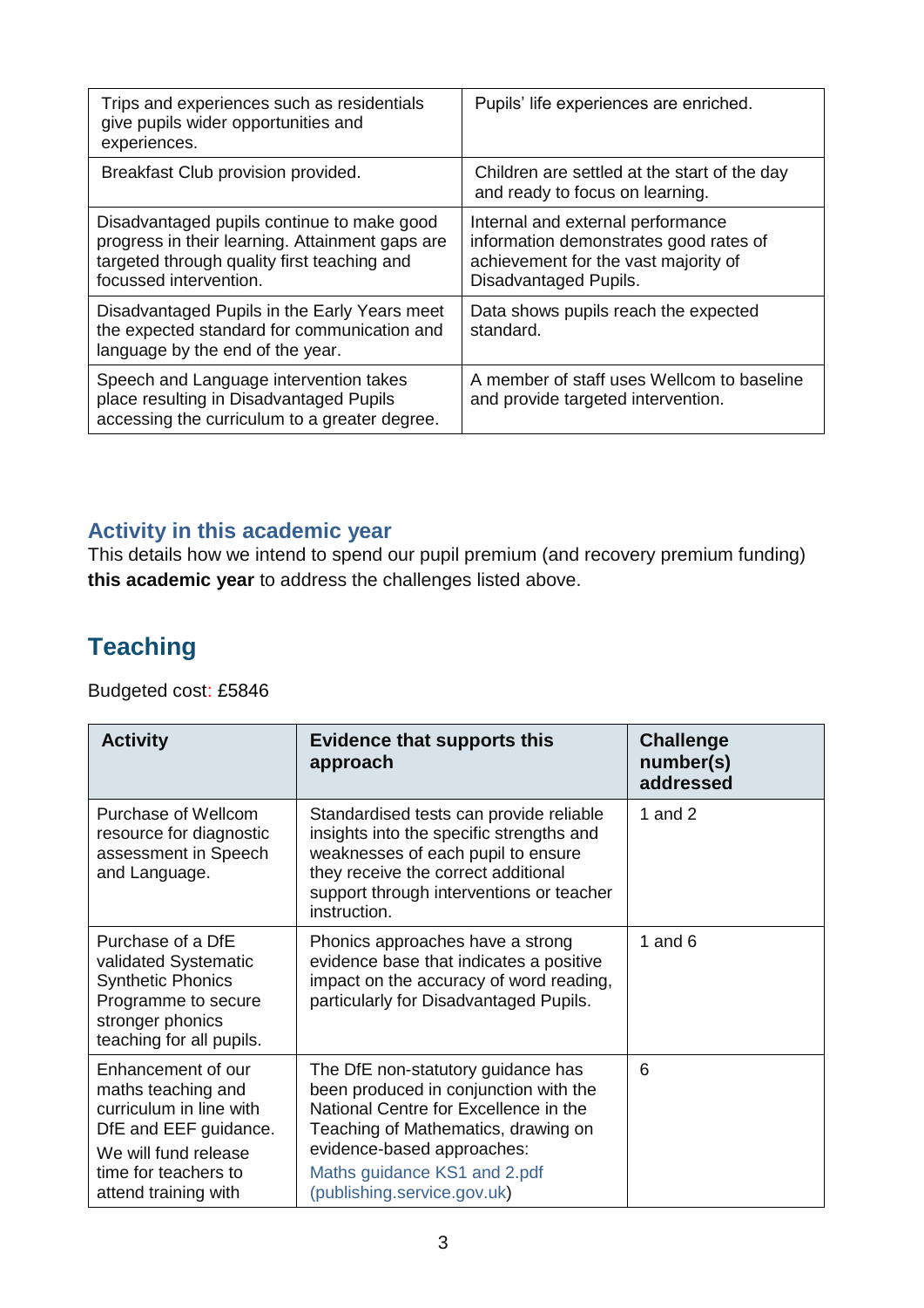| | |
|---|---|
| Trips and experiences such as residentials give pupils wider opportunities and experiences. | Pupils' life experiences are enriched. |
| Breakfast Club provision provided. | Children are settled at the start of the day and ready to focus on learning. |
| Disadvantaged pupils continue to make good progress in their learning. Attainment gaps are targeted through quality first teaching and focussed intervention. | Internal and external performance information demonstrates good rates of achievement for the vast majority of Disadvantaged Pupils. |
| Disadvantaged Pupils in the Early Years meet the expected standard for communication and language by the end of the year. | Data shows pupils reach the expected standard. |
| Speech and Language intervention takes place resulting in Disadvantaged Pupils accessing the curriculum to a greater degree. | A member of staff uses Wellcom to baseline and provide targeted intervention. |

## Activity in this academic year

This details how we intend to spend our pupil premium (and recovery premium funding) **this academic year** to address the challenges listed above.

# Teaching

Budgeted cost: £5846

| Activity | Evidence that supports this approach | Challenge number(s) addressed |
|---|---|---|
| Purchase of Wellcom resource for diagnostic assessment in Speech and Language. | Standardised tests can provide reliable insights into the specific strengths and weaknesses of each pupil to ensure they receive the correct additional support through interventions or teacher instruction. | 1 and 2 |
| Purchase of a DfE validated Systematic Synthetic Phonics Programme to secure stronger phonics teaching for all pupils. | Phonics approaches have a strong evidence base that indicates a positive impact on the accuracy of word reading, particularly for Disadvantaged Pupils. | 1 and 6 |
| Enhancement of our maths teaching and curriculum in line with DfE and EEF guidance. We will fund release time for teachers to attend training with | The DfE non-statutory guidance has been produced in conjunction with the National Centre for Excellence in the Teaching of Mathematics, drawing on evidence-based approaches: Maths guidance KS1 and 2.pdf (publishing.service.gov.uk) | 6 |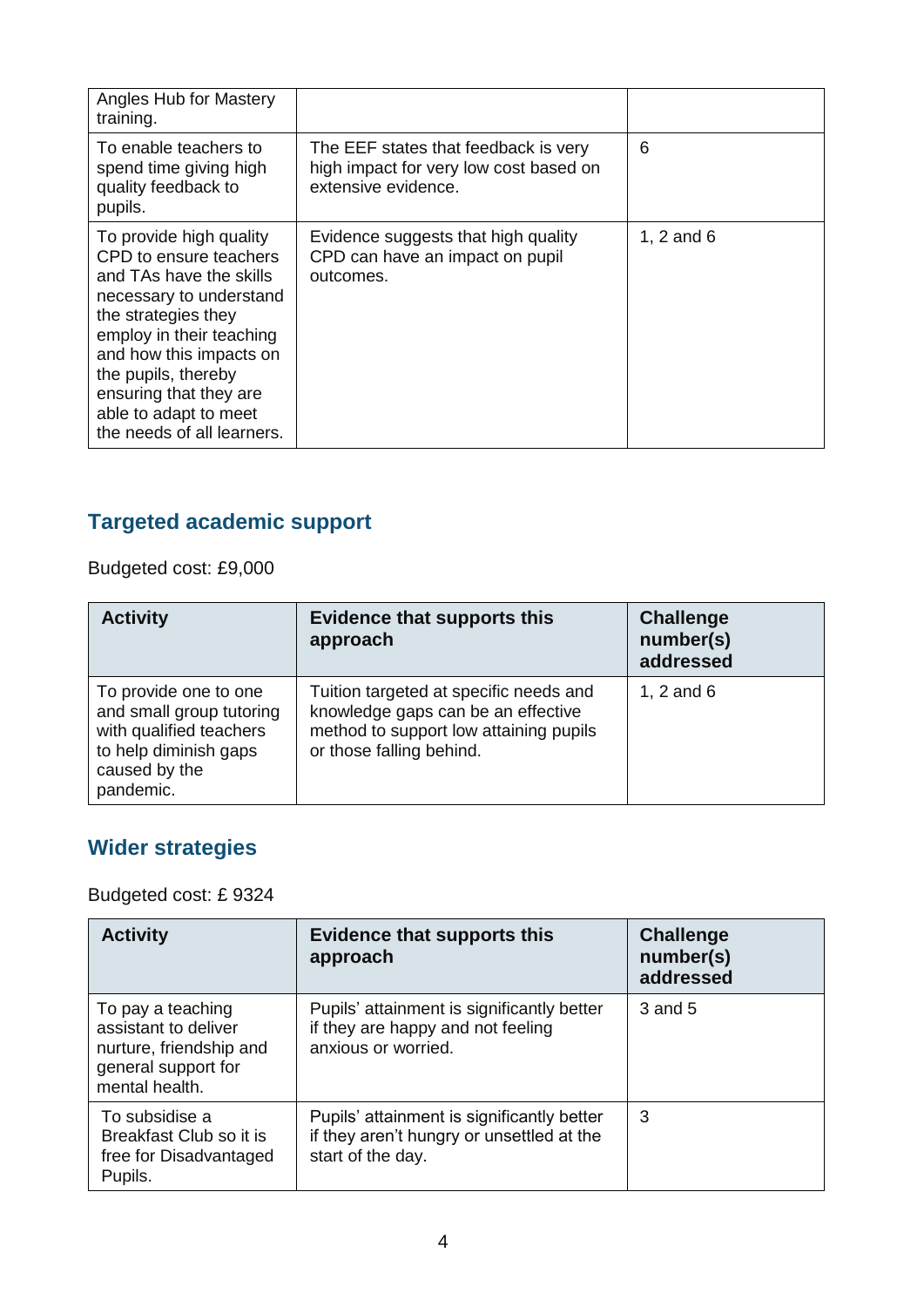| | | |
|---|---|---|
| Angles Hub for Mastery training. | | |
| To enable teachers to spend time giving high quality feedback to pupils. | The EEF states that feedback is very high impact for very low cost based on extensive evidence. | 6 |
| To provide high quality CPD to ensure teachers and TAs have the skills necessary to understand the strategies they employ in their teaching and how this impacts on the pupils, thereby ensuring that they are able to adapt to meet the needs of all learners. | Evidence suggests that high quality CPD can have an impact on pupil outcomes. | 1, 2 and 6 |

## Targeted academic support

Budgeted cost: £9,000

| Activity | Evidence that supports this approach | Challenge number(s) addressed |
|---|---|---|
| To provide one to one and small group tutoring with qualified teachers to help diminish gaps caused by the pandemic. | Tuition targeted at specific needs and knowledge gaps can be an effective method to support low attaining pupils or those falling behind. | 1, 2 and 6 |

## Wider strategies

Budgeted cost: £ 9324

| Activity | Evidence that supports this approach | Challenge number(s) addressed |
|---|---|---|
| To pay a teaching assistant to deliver nurture, friendship and general support for mental health. | Pupils' attainment is significantly better if they are happy and not feeling anxious or worried. | 3 and 5 |
| To subsidise a Breakfast Club so it is free for Disadvantaged Pupils. | Pupils' attainment is significantly better if they aren't hungry or unsettled at the start of the day. | 3 |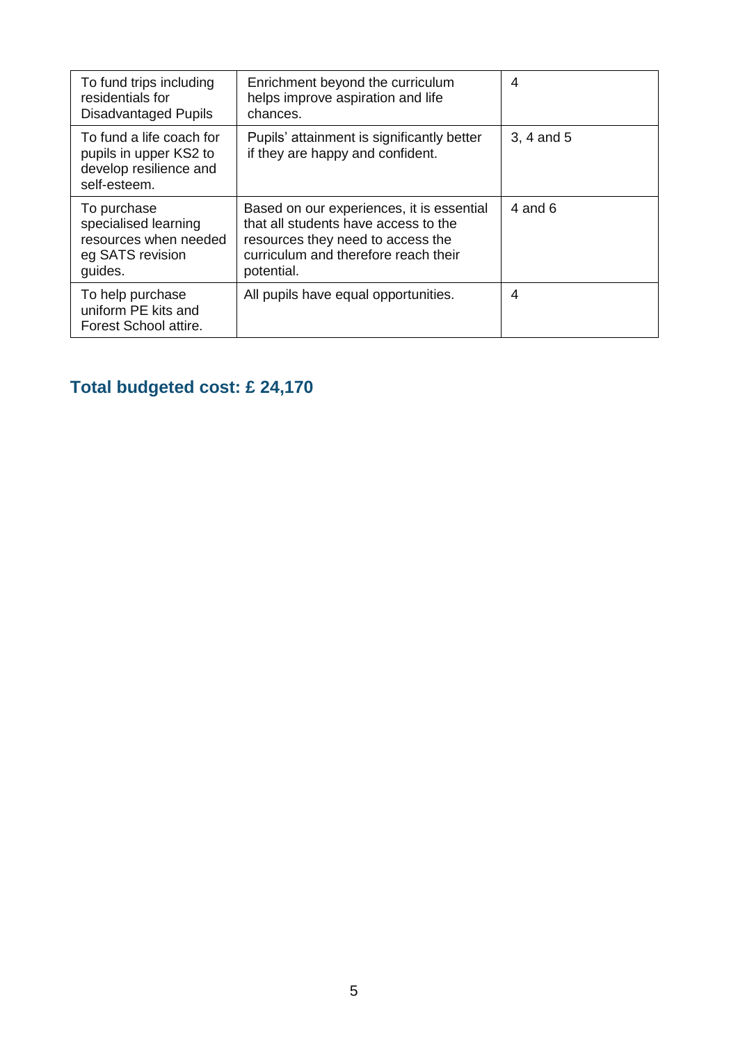| | | |
|---|---|---|
| To fund trips including residentials for Disadvantaged Pupils | Enrichment beyond the curriculum helps improve aspiration and life chances. | 4 |
| To fund a life coach for pupils in upper KS2 to develop resilience and self-esteem. | Pupils' attainment is significantly better if they are happy and confident. | 3, 4 and 5 |
| To purchase specialised learning resources when needed eg SATS revision guides. | Based on our experiences, it is essential that all students have access to the resources they need to access the curriculum and therefore reach their potential. | 4 and 6 |
| To help purchase uniform PE kits and Forest School attire. | All pupils have equal opportunities. | 4 |

## Total budgeted cost: £ 24,170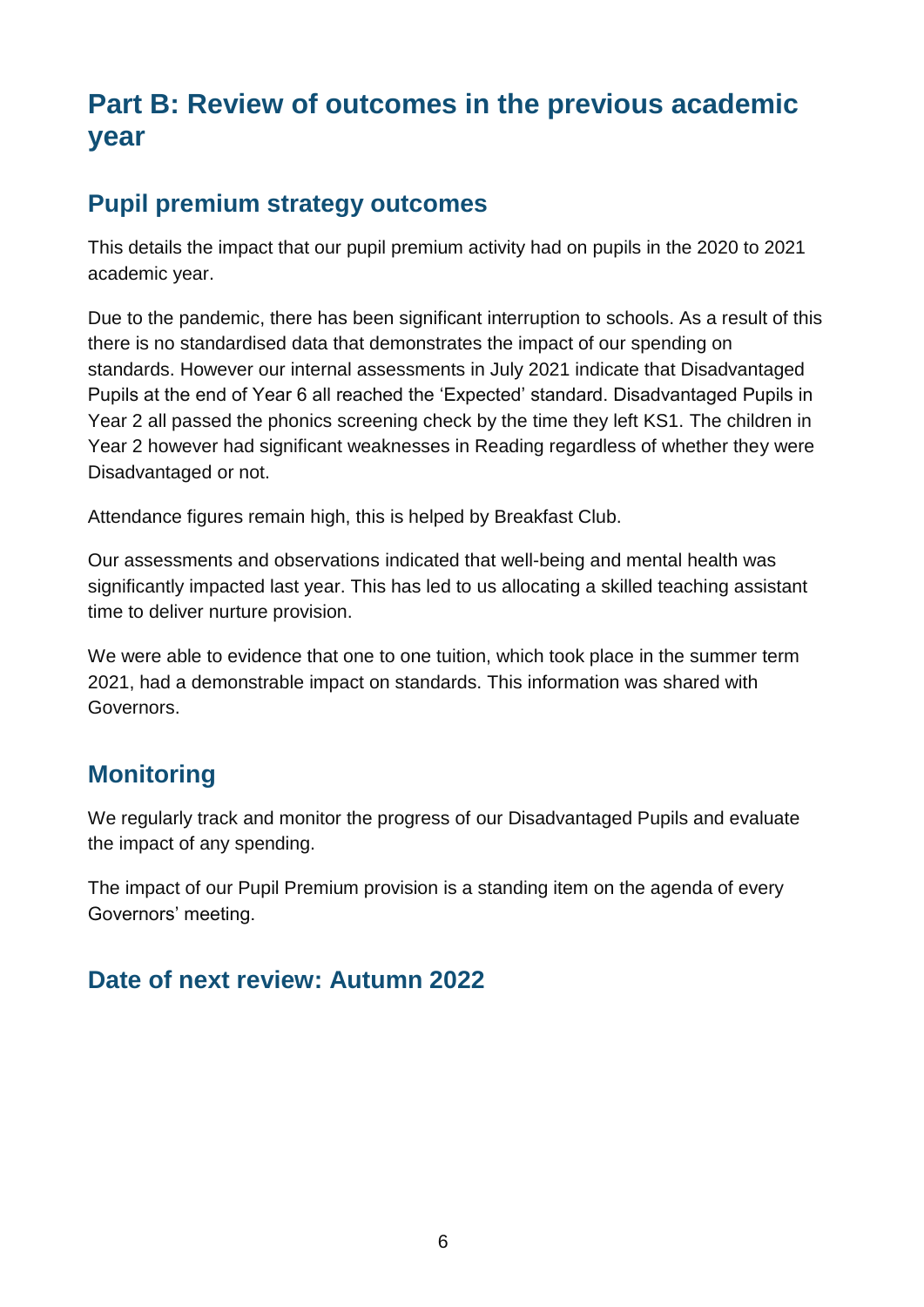# Part B: Review of outcomes in the previous academic year

## Pupil premium strategy outcomes

This details the impact that our pupil premium activity had on pupils in the 2020 to 2021 academic year.

Due to the pandemic, there has been significant interruption to schools. As a result of this there is no standardised data that demonstrates the impact of our spending on standards. However our internal assessments in July 2021 indicate that Disadvantaged Pupils at the end of Year 6 all reached the 'Expected' standard. Disadvantaged Pupils in Year 2 all passed the phonics screening check by the time they left KS1. The children in Year 2 however had significant weaknesses in Reading regardless of whether they were Disadvantaged or not.

Attendance figures remain high, this is helped by Breakfast Club.

Our assessments and observations indicated that well-being and mental health was significantly impacted last year. This has led to us allocating a skilled teaching assistant time to deliver nurture provision.

We were able to evidence that one to one tuition, which took place in the summer term 2021, had a demonstrable impact on standards. This information was shared with Governors.

## Monitoring

We regularly track and monitor the progress of our Disadvantaged Pupils and evaluate the impact of any spending.

The impact of our Pupil Premium provision is a standing item on the agenda of every Governors' meeting.

## Date of next review: Autumn 2022